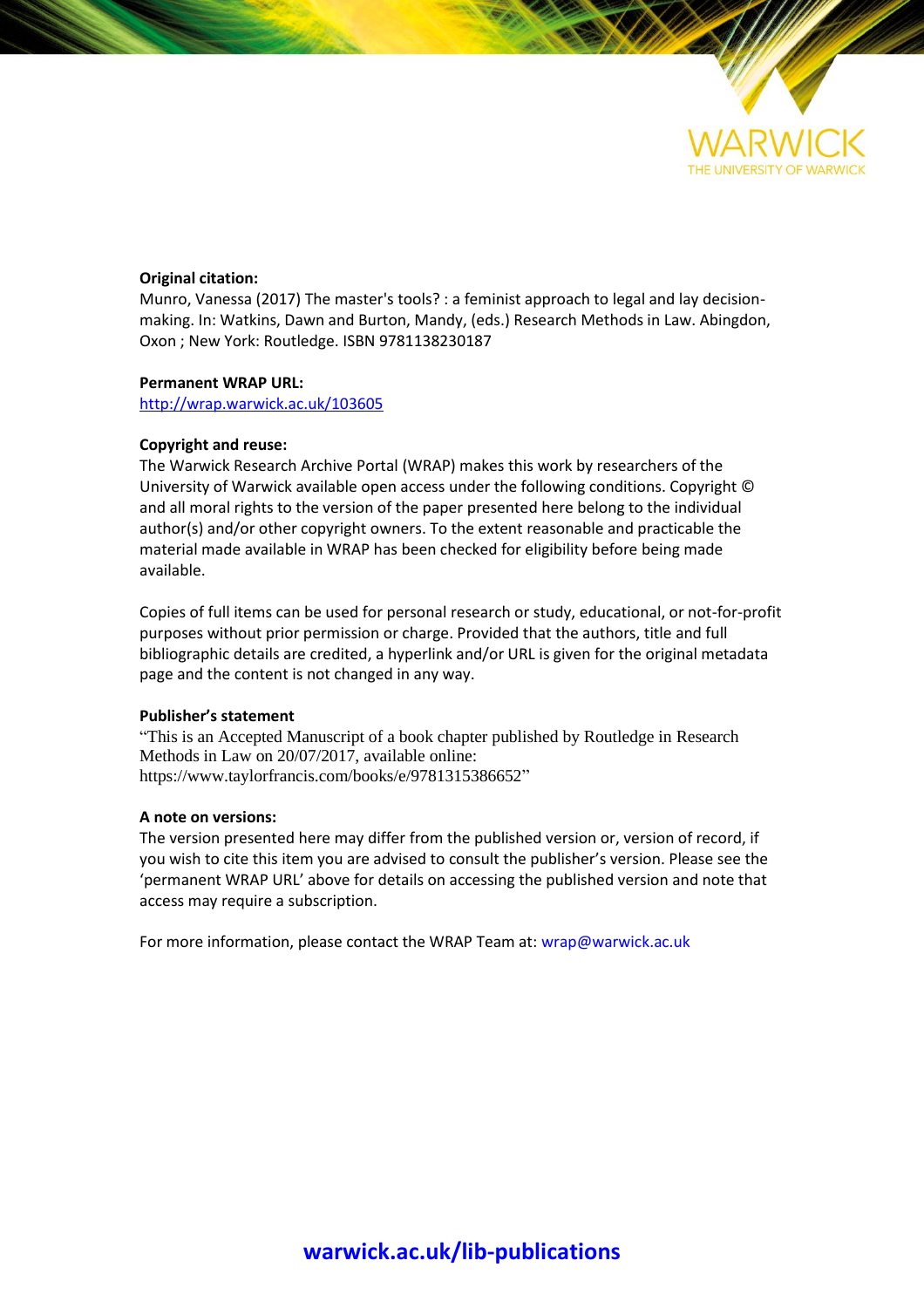**Original citation:**
Munro, Vanessa (2017) The master's tools? : a feminist approach to legal and lay decision-making. In: Watkins, Dawn and Burton, Mandy, (eds.) Research Methods in Law. Abingdon, Oxon ; New York: Routledge. ISBN 9781138230187

**Permanent WRAP URL:**
http://wrap.warwick.ac.uk/103605

**Copyright and reuse:**
The Warwick Research Archive Portal (WRAP) makes this work by researchers of the University of Warwick available open access under the following conditions. Copyright © and all moral rights to the version of the paper presented here belong to the individual author(s) and/or other copyright owners. To the extent reasonable and practicable the material made available in WRAP has been checked for eligibility before being made available.

Copies of full items can be used for personal research or study, educational, or not-for-profit purposes without prior permission or charge. Provided that the authors, title and full bibliographic details are credited, a hyperlink and/or URL is given for the original metadata page and the content is not changed in any way.

**Publisher's statement**
"This is an Accepted Manuscript of a book chapter published by Routledge in Research Methods in Law on 20/07/2017, available online: https://www.taylorfrancis.com/books/e/9781315386652"

**A note on versions:**
The version presented here may differ from the published version or, version of record, if you wish to cite this item you are advised to consult the publisher's version. Please see the 'permanent WRAP URL' above for details on accessing the published version and note that access may require a subscription.

For more information, please contact the WRAP Team at: wrap@warwick.ac.uk

**warwick.ac.uk/lib-publications**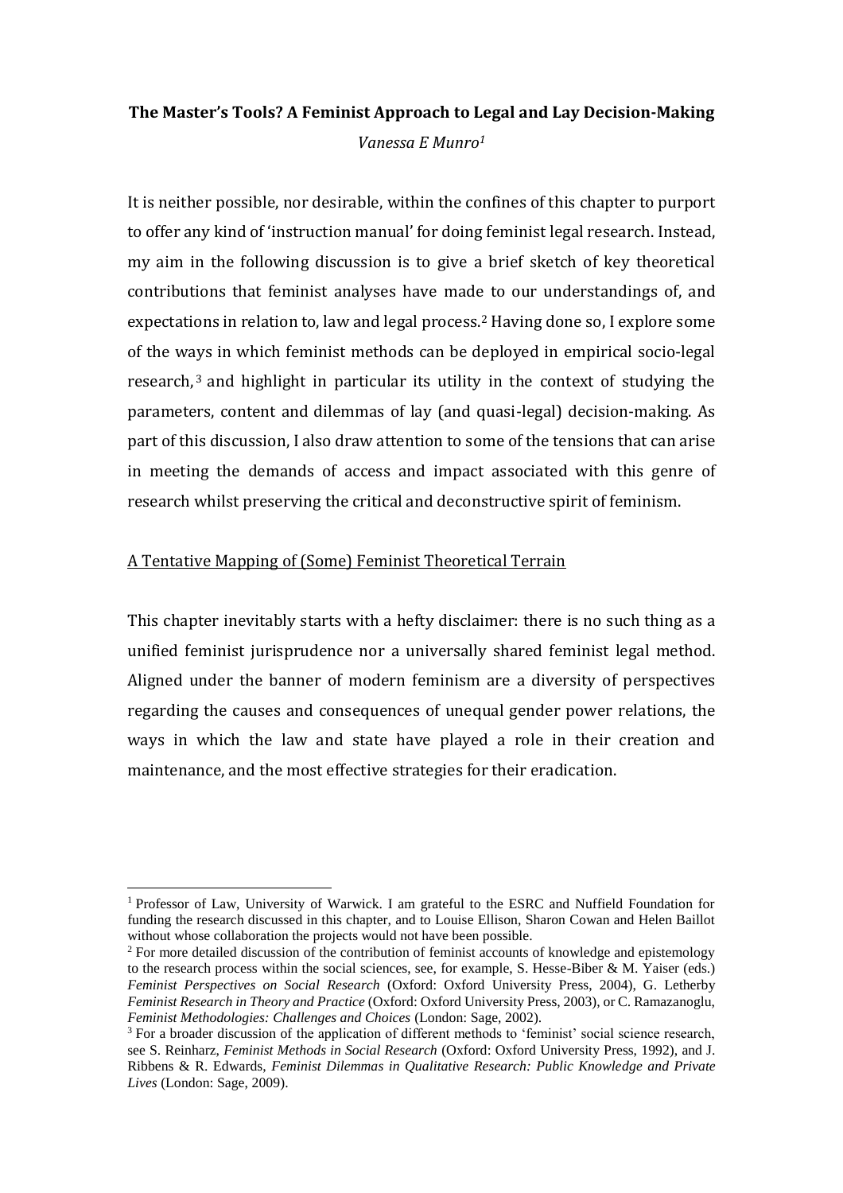**The Master's Tools? A Feminist Approach to Legal and Lay Decision-Making**

*Vanessa E Munro*[1]

It is neither possible, nor desirable, within the confines of this chapter to purport to offer any kind of 'instruction manual' for doing feminist legal research. Instead, my aim in the following discussion is to give a brief sketch of key theoretical contributions that feminist analyses have made to our understandings of, and expectations in relation to, law and legal process.[2] Having done so, I explore some of the ways in which feminist methods can be deployed in empirical socio-legal research,[3] and highlight in particular its utility in the context of studying the parameters, content and dilemmas of lay (and quasi-legal) decision-making. As part of this discussion, I also draw attention to some of the tensions that can arise in meeting the demands of access and impact associated with this genre of research whilst preserving the critical and deconstructive spirit of feminism.

A Tentative Mapping of (Some) Feminist Theoretical Terrain

This chapter inevitably starts with a hefty disclaimer: there is no such thing as a unified feminist jurisprudence nor a universally shared feminist legal method. Aligned under the banner of modern feminism are a diversity of perspectives regarding the causes and consequences of unequal gender power relations, the ways in which the law and state have played a role in their creation and maintenance, and the most effective strategies for their eradication.

---

[1] Professor of Law, University of Warwick. I am grateful to the ESRC and Nuffield Foundation for funding the research discussed in this chapter, and to Louise Ellison, Sharon Cowan and Helen Baillot without whose collaboration the projects would not have been possible.

[2] For more detailed discussion of the contribution of feminist accounts of knowledge and epistemology to the research process within the social sciences, see, for example, S. Hesse-Biber & M. Yaiser (eds.) *Feminist Perspectives on Social Research* (Oxford: Oxford University Press, 2004), G. Letherby *Feminist Research in Theory and Practice* (Oxford: Oxford University Press, 2003), or C. Ramazanoglu, *Feminist Methodologies: Challenges and Choices* (London: Sage, 2002).

[3] For a broader discussion of the application of different methods to 'feminist' social science research, see S. Reinharz, *Feminist Methods in Social Research* (Oxford: Oxford University Press, 1992), and J. Ribbens & R. Edwards, *Feminist Dilemmas in Qualitative Research: Public Knowledge and Private Lives* (London: Sage, 2009).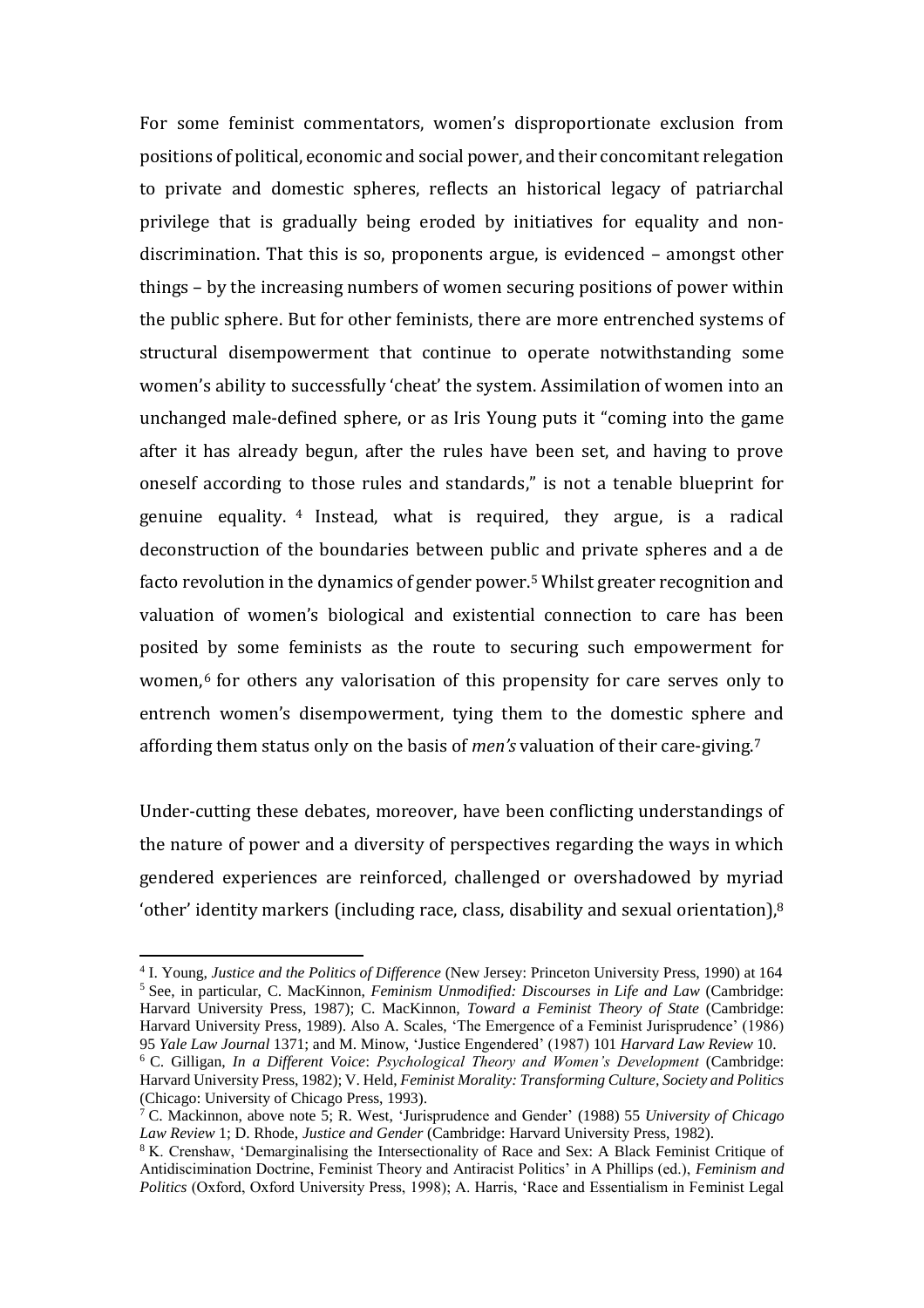For some feminist commentators, women's disproportionate exclusion from positions of political, economic and social power, and their concomitant relegation to private and domestic spheres, reflects an historical legacy of patriarchal privilege that is gradually being eroded by initiatives for equality and non-discrimination. That this is so, proponents argue, is evidenced – amongst other things – by the increasing numbers of women securing positions of power within the public sphere. But for other feminists, there are more entrenched systems of structural disempowerment that continue to operate notwithstanding some women's ability to successfully 'cheat' the system. Assimilation of women into an unchanged male-defined sphere, or as Iris Young puts it "coming into the game after it has already begun, after the rules have been set, and having to prove oneself according to those rules and standards," is not a tenable blueprint for genuine equality.[4] Instead, what is required, they argue, is a radical deconstruction of the boundaries between public and private spheres and a de facto revolution in the dynamics of gender power.[5] Whilst greater recognition and valuation of women's biological and existential connection to care has been posited by some feminists as the route to securing such empowerment for women,[6] for others any valorisation of this propensity for care serves only to entrench women's disempowerment, tying them to the domestic sphere and affording them status only on the basis of *men's* valuation of their care-giving.[7]

Under-cutting these debates, moreover, have been conflicting understandings of the nature of power and a diversity of perspectives regarding the ways in which gendered experiences are reinforced, challenged or overshadowed by myriad 'other' identity markers (including race, class, disability and sexual orientation),[8]

---

[4] I. Young, *Justice and the Politics of Difference* (New Jersey: Princeton University Press, 1990) at 164

[5] See, in particular, C. MacKinnon, *Feminism Unmodified: Discourses in Life and Law* (Cambridge: Harvard University Press, 1987); C. MacKinnon, *Toward a Feminist Theory of State* (Cambridge: Harvard University Press, 1989). Also A. Scales, 'The Emergence of a Feminist Jurisprudence' (1986) 95 *Yale Law Journal* 1371; and M. Minow, 'Justice Engendered' (1987) 101 *Harvard Law Review* 10.

[6] C. Gilligan, *In a Different Voice*: *Psychological Theory and Women's Development* (Cambridge: Harvard University Press, 1982); V. Held, *Feminist Morality: Transforming Culture, Society and Politics* (Chicago: University of Chicago Press, 1993).

[7] C. Mackinnon, above note 5; R. West, 'Jurisprudence and Gender' (1988) 55 *University of Chicago Law Review* 1; D. Rhode, *Justice and Gender* (Cambridge: Harvard University Press, 1982).

[8] K. Crenshaw, 'Demarginalising the Intersectionality of Race and Sex: A Black Feminist Critique of Antidiscimination Doctrine, Feminist Theory and Antiracist Politics' in A Phillips (ed.), *Feminism and Politics* (Oxford, Oxford University Press, 1998); A. Harris, 'Race and Essentialism in Feminist Legal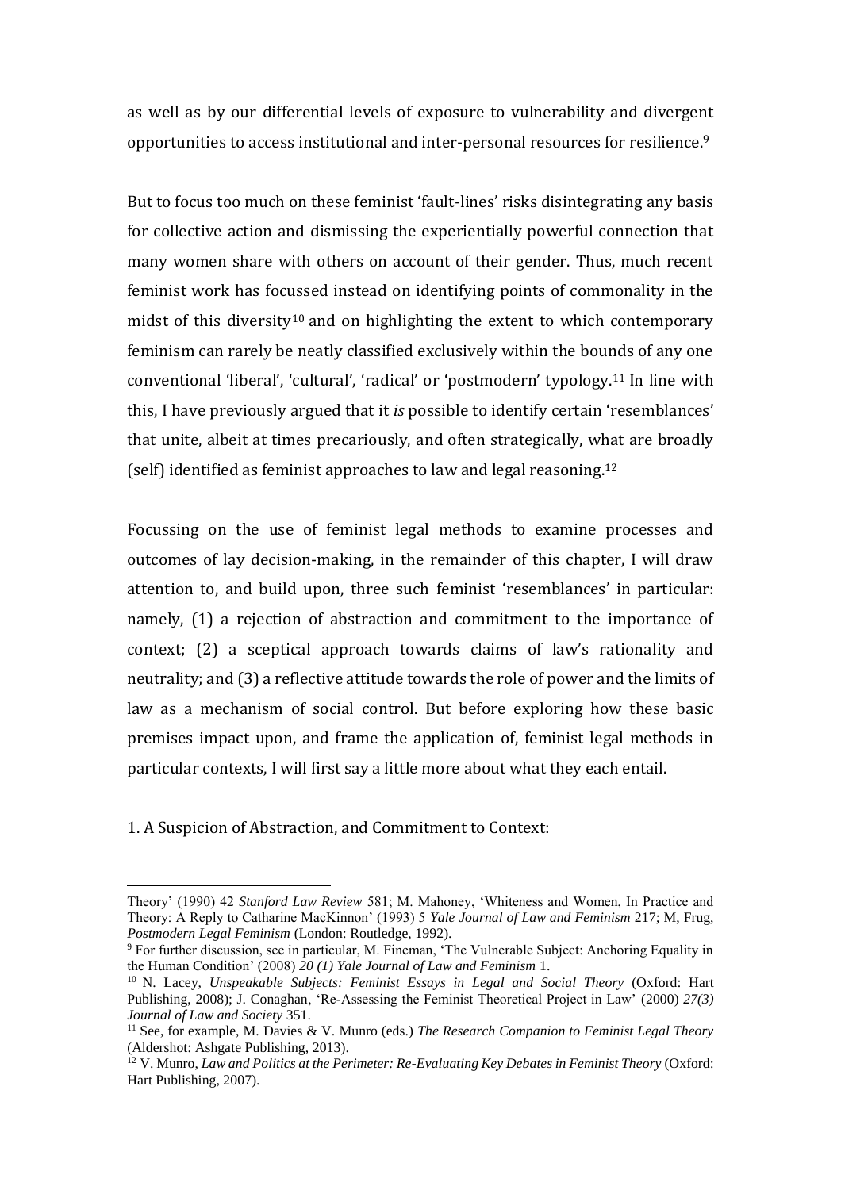as well as by our differential levels of exposure to vulnerability and divergent opportunities to access institutional and inter-personal resources for resilience.[9]

But to focus too much on these feminist 'fault-lines' risks disintegrating any basis for collective action and dismissing the experientially powerful connection that many women share with others on account of their gender. Thus, much recent feminist work has focussed instead on identifying points of commonality in the midst of this diversity[10] and on highlighting the extent to which contemporary feminism can rarely be neatly classified exclusively within the bounds of any one conventional 'liberal', 'cultural', 'radical' or 'postmodern' typology.[11] In line with this, I have previously argued that it *is* possible to identify certain 'resemblances' that unite, albeit at times precariously, and often strategically, what are broadly (self) identified as feminist approaches to law and legal reasoning.[12]

Focussing on the use of feminist legal methods to examine processes and outcomes of lay decision-making, in the remainder of this chapter, I will draw attention to, and build upon, three such feminist 'resemblances' in particular: namely, (1) a rejection of abstraction and commitment to the importance of context; (2) a sceptical approach towards claims of law's rationality and neutrality; and (3) a reflective attitude towards the role of power and the limits of law as a mechanism of social control. But before exploring how these basic premises impact upon, and frame the application of, feminist legal methods in particular contexts, I will first say a little more about what they each entail.

1. A Suspicion of Abstraction, and Commitment to Context:

---

Theory' (1990) 42 *Stanford Law Review* 581; M. Mahoney, 'Whiteness and Women, In Practice and Theory: A Reply to Catharine MacKinnon' (1993) 5 *Yale Journal of Law and Feminism* 217; M, Frug, *Postmodern Legal Feminism* (London: Routledge, 1992).

[9] For further discussion, see in particular, M. Fineman, 'The Vulnerable Subject: Anchoring Equality in the Human Condition' (2008) *20 (1) Yale Journal of Law and Feminism* 1.

[10] N. Lacey, *Unspeakable Subjects: Feminist Essays in Legal and Social Theory* (Oxford: Hart Publishing, 2008); J. Conaghan, 'Re-Assessing the Feminist Theoretical Project in Law' (2000) *27(3) Journal of Law and Society* 351.

[11] See, for example, M. Davies & V. Munro (eds.) *The Research Companion to Feminist Legal Theory* (Aldershot: Ashgate Publishing, 2013).

[12] V. Munro, *Law and Politics at the Perimeter: Re-Evaluating Key Debates in Feminist Theory* (Oxford: Hart Publishing, 2007).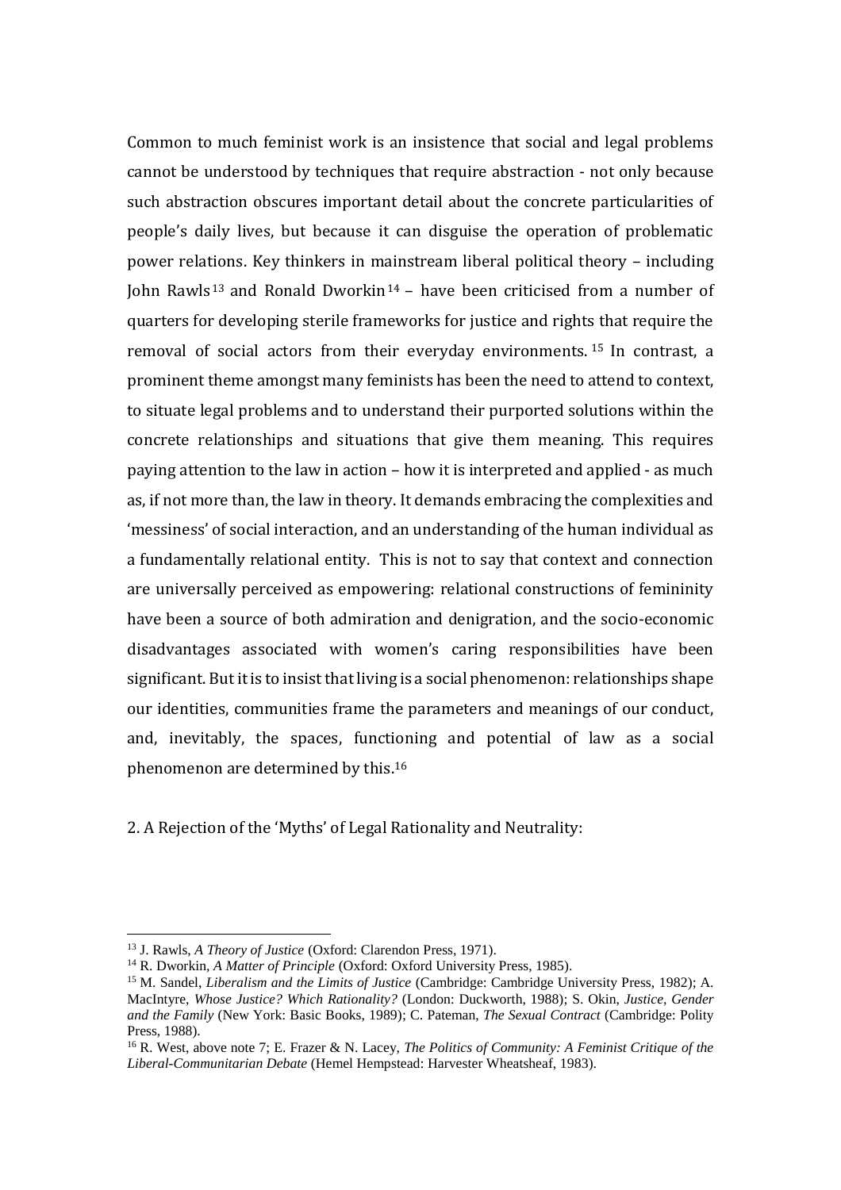Common to much feminist work is an insistence that social and legal problems cannot be understood by techniques that require abstraction - not only because such abstraction obscures important detail about the concrete particularities of people's daily lives, but because it can disguise the operation of problematic power relations. Key thinkers in mainstream liberal political theory – including John Rawls[13] and Ronald Dworkin[14] – have been criticised from a number of quarters for developing sterile frameworks for justice and rights that require the removal of social actors from their everyday environments.[15] In contrast, a prominent theme amongst many feminists has been the need to attend to context, to situate legal problems and to understand their purported solutions within the concrete relationships and situations that give them meaning. This requires paying attention to the law in action – how it is interpreted and applied - as much as, if not more than, the law in theory. It demands embracing the complexities and 'messiness' of social interaction, and an understanding of the human individual as a fundamentally relational entity. This is not to say that context and connection are universally perceived as empowering: relational constructions of femininity have been a source of both admiration and denigration, and the socio-economic disadvantages associated with women's caring responsibilities have been significant. But it is to insist that living is a social phenomenon: relationships shape our identities, communities frame the parameters and meanings of our conduct, and, inevitably, the spaces, functioning and potential of law as a social phenomenon are determined by this.[16]

2. A Rejection of the 'Myths' of Legal Rationality and Neutrality:

---

[13] J. Rawls, *A Theory of Justice* (Oxford: Clarendon Press, 1971).

[14] R. Dworkin, *A Matter of Principle* (Oxford: Oxford University Press, 1985).

[15] M. Sandel, *Liberalism and the Limits of Justice* (Cambridge: Cambridge University Press, 1982); A. MacIntyre, *Whose Justice? Which Rationality?* (London: Duckworth, 1988); S. Okin, *Justice, Gender and the Family* (New York: Basic Books, 1989); C. Pateman, *The Sexual Contract* (Cambridge: Polity Press, 1988).

[16] R. West, above note 7; E. Frazer & N. Lacey, *The Politics of Community: A Feminist Critique of the Liberal-Communitarian Debate* (Hemel Hempstead: Harvester Wheatsheaf, 1983).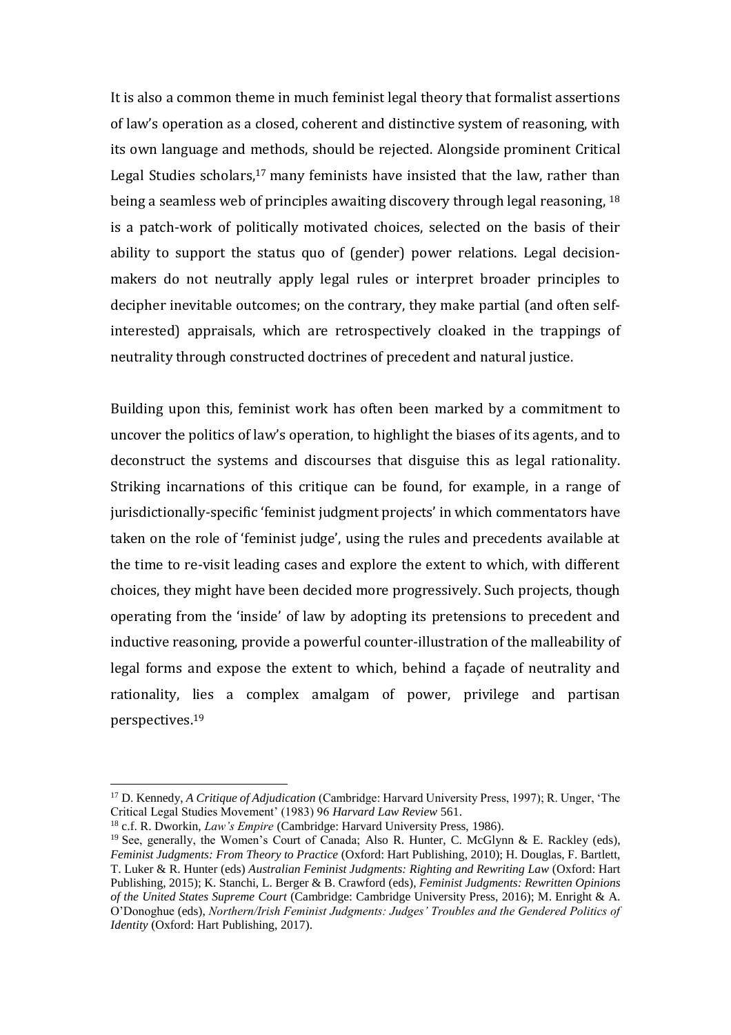It is also a common theme in much feminist legal theory that formalist assertions of law's operation as a closed, coherent and distinctive system of reasoning, with its own language and methods, should be rejected. Alongside prominent Critical Legal Studies scholars,[17] many feminists have insisted that the law, rather than being a seamless web of principles awaiting discovery through legal reasoning, [18] is a patch-work of politically motivated choices, selected on the basis of their ability to support the status quo of (gender) power relations. Legal decision-makers do not neutrally apply legal rules or interpret broader principles to decipher inevitable outcomes; on the contrary, they make partial (and often self-interested) appraisals, which are retrospectively cloaked in the trappings of neutrality through constructed doctrines of precedent and natural justice.

Building upon this, feminist work has often been marked by a commitment to uncover the politics of law's operation, to highlight the biases of its agents, and to deconstruct the systems and discourses that disguise this as legal rationality. Striking incarnations of this critique can be found, for example, in a range of jurisdictionally-specific 'feminist judgment projects' in which commentators have taken on the role of 'feminist judge', using the rules and precedents available at the time to re-visit leading cases and explore the extent to which, with different choices, they might have been decided more progressively. Such projects, though operating from the 'inside' of law by adopting its pretensions to precedent and inductive reasoning, provide a powerful counter-illustration of the malleability of legal forms and expose the extent to which, behind a façade of neutrality and rationality, lies a complex amalgam of power, privilege and partisan perspectives.[19]

---

[17] D. Kennedy, *A Critique of Adjudication* (Cambridge: Harvard University Press, 1997); R. Unger, 'The Critical Legal Studies Movement' (1983) 96 *Harvard Law Review* 561.

[18] c.f. R. Dworkin, *Law's Empire* (Cambridge: Harvard University Press, 1986).

[19] See, generally, the Women's Court of Canada; Also R. Hunter, C. McGlynn & E. Rackley (eds), *Feminist Judgments: From Theory to Practice* (Oxford: Hart Publishing, 2010); H. Douglas, F. Bartlett, T. Luker & R. Hunter (eds) *Australian Feminist Judgments: Righting and Rewriting Law* (Oxford: Hart Publishing, 2015); K. Stanchi, L. Berger & B. Crawford (eds), *Feminist Judgments: Rewritten Opinions of the United States Supreme Court* (Cambridge: Cambridge University Press, 2016); M. Enright & A. O'Donoghue (eds), *Northern/Irish Feminist Judgments: Judges' Troubles and the Gendered Politics of Identity* (Oxford: Hart Publishing, 2017).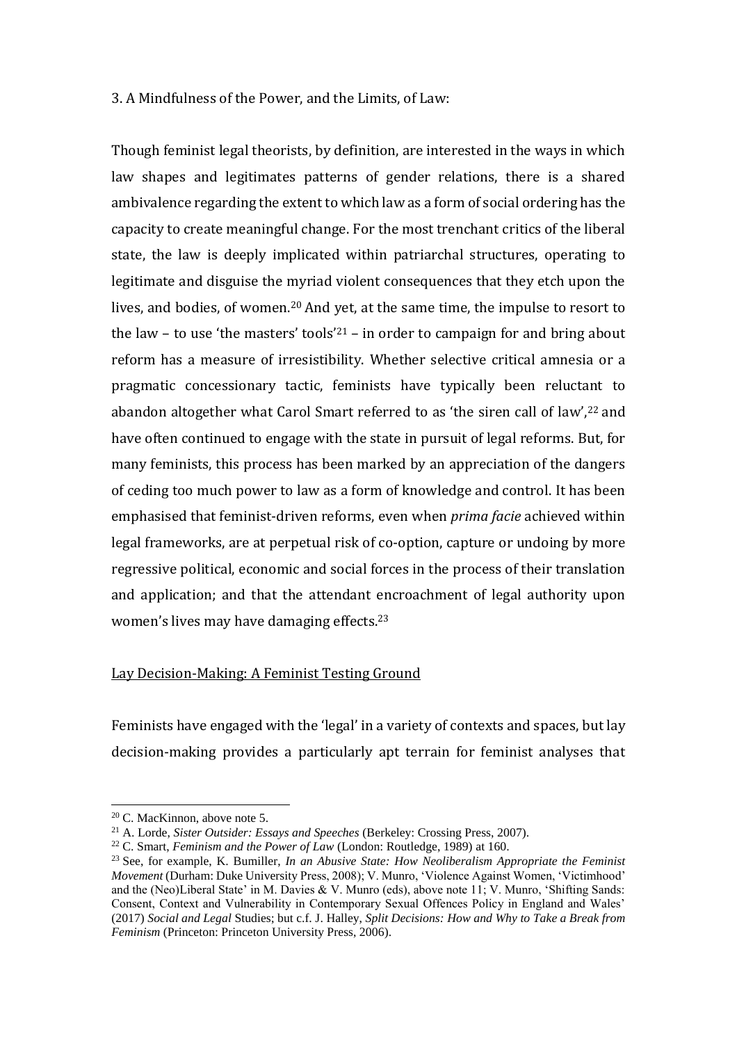3. A Mindfulness of the Power, and the Limits, of Law:

Though feminist legal theorists, by definition, are interested in the ways in which law shapes and legitimates patterns of gender relations, there is a shared ambivalence regarding the extent to which law as a form of social ordering has the capacity to create meaningful change. For the most trenchant critics of the liberal state, the law is deeply implicated within patriarchal structures, operating to legitimate and disguise the myriad violent consequences that they etch upon the lives, and bodies, of women.[20] And yet, at the same time, the impulse to resort to the law – to use 'the masters' tools'[21] – in order to campaign for and bring about reform has a measure of irresistibility. Whether selective critical amnesia or a pragmatic concessionary tactic, feminists have typically been reluctant to abandon altogether what Carol Smart referred to as 'the siren call of law',[22] and have often continued to engage with the state in pursuit of legal reforms. But, for many feminists, this process has been marked by an appreciation of the dangers of ceding too much power to law as a form of knowledge and control. It has been emphasised that feminist-driven reforms, even when *prima facie* achieved within legal frameworks, are at perpetual risk of co-option, capture or undoing by more regressive political, economic and social forces in the process of their translation and application; and that the attendant encroachment of legal authority upon women's lives may have damaging effects.[23]

## Lay Decision-Making: A Feminist Testing Ground

Feminists have engaged with the 'legal' in a variety of contexts and spaces, but lay decision-making provides a particularly apt terrain for feminist analyses that

---

[20] C. MacKinnon, above note 5.

[21] A. Lorde, *Sister Outsider: Essays and Speeches* (Berkeley: Crossing Press, 2007).

[22] C. Smart, *Feminism and the Power of Law* (London: Routledge, 1989) at 160.

[23] See, for example, K. Bumiller, *In an Abusive State: How Neoliberalism Appropriate the Feminist Movement* (Durham: Duke University Press, 2008); V. Munro, 'Violence Against Women, 'Victimhood' and the (Neo)Liberal State' in M. Davies & V. Munro (eds), above note 11; V. Munro, 'Shifting Sands: Consent, Context and Vulnerability in Contemporary Sexual Offences Policy in England and Wales' (2017) *Social and Legal* Studies; but c.f. J. Halley, *Split Decisions: How and Why to Take a Break from Feminism* (Princeton: Princeton University Press, 2006).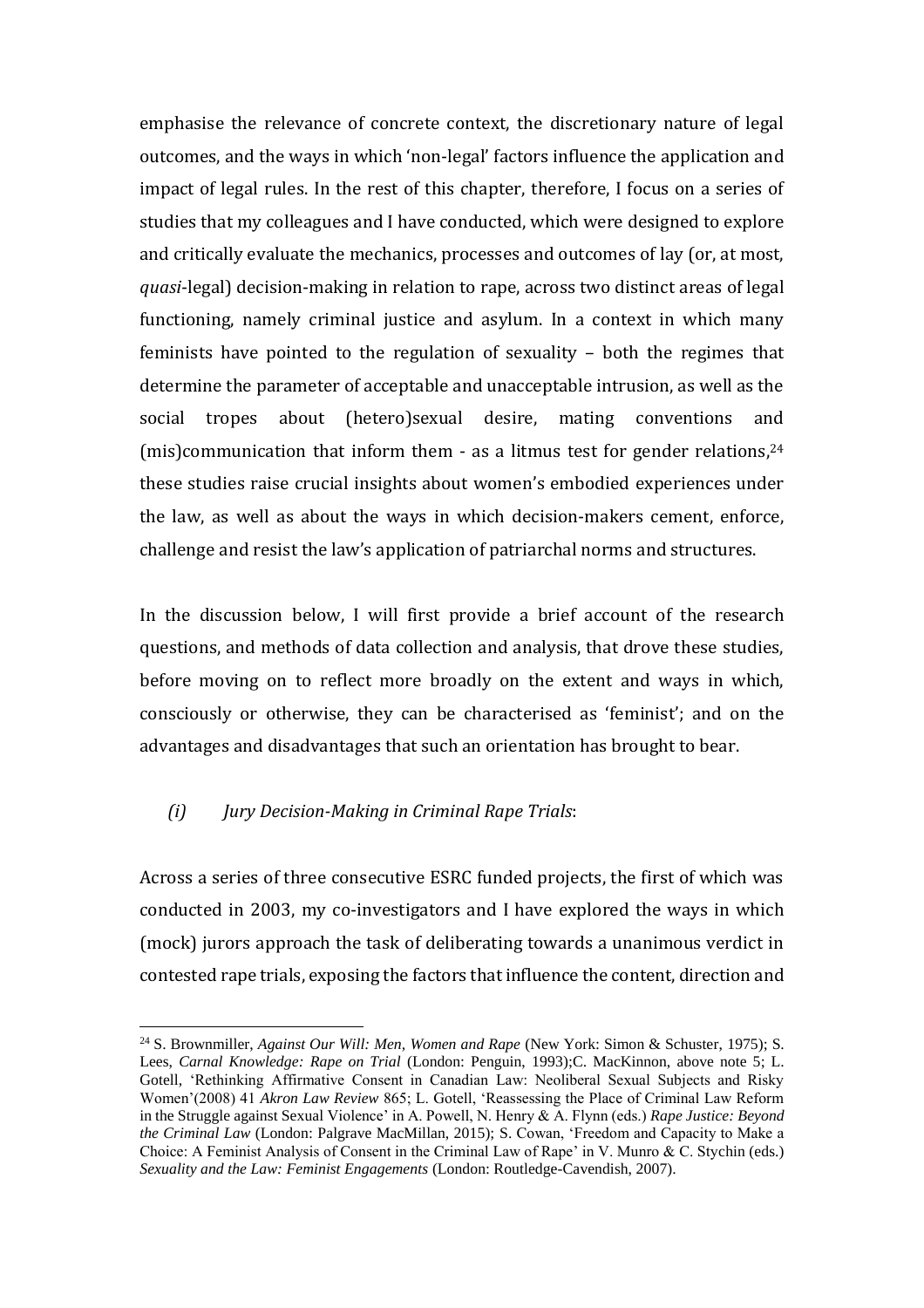emphasise the relevance of concrete context, the discretionary nature of legal outcomes, and the ways in which 'non-legal' factors influence the application and impact of legal rules. In the rest of this chapter, therefore, I focus on a series of studies that my colleagues and I have conducted, which were designed to explore and critically evaluate the mechanics, processes and outcomes of lay (or, at most, *quasi*-legal) decision-making in relation to rape, across two distinct areas of legal functioning, namely criminal justice and asylum. In a context in which many feminists have pointed to the regulation of sexuality – both the regimes that determine the parameter of acceptable and unacceptable intrusion, as well as the social tropes about (hetero)sexual desire, mating conventions and (mis)communication that inform them - as a litmus test for gender relations,[24] these studies raise crucial insights about women's embodied experiences under the law, as well as about the ways in which decision-makers cement, enforce, challenge and resist the law's application of patriarchal norms and structures.

In the discussion below, I will first provide a brief account of the research questions, and methods of data collection and analysis, that drove these studies, before moving on to reflect more broadly on the extent and ways in which, consciously or otherwise, they can be characterised as 'feminist'; and on the advantages and disadvantages that such an orientation has brought to bear.

*(i) Jury Decision-Making in Criminal Rape Trials*:

Across a series of three consecutive ESRC funded projects, the first of which was conducted in 2003, my co-investigators and I have explored the ways in which (mock) jurors approach the task of deliberating towards a unanimous verdict in contested rape trials, exposing the factors that influence the content, direction and

[24] S. Brownmiller, *Against Our Will: Men, Women and Rape* (New York: Simon & Schuster, 1975); S. Lees, *Carnal Knowledge: Rape on Trial* (London: Penguin, 1993);C. MacKinnon, above note 5; L. Gotell, 'Rethinking Affirmative Consent in Canadian Law: Neoliberal Sexual Subjects and Risky Women'(2008) 41 *Akron Law Review* 865; L. Gotell, 'Reassessing the Place of Criminal Law Reform in the Struggle against Sexual Violence' in A. Powell, N. Henry & A. Flynn (eds.) *Rape Justice: Beyond the Criminal Law* (London: Palgrave MacMillan, 2015); S. Cowan, 'Freedom and Capacity to Make a Choice: A Feminist Analysis of Consent in the Criminal Law of Rape' in V. Munro & C. Stychin (eds.) *Sexuality and the Law: Feminist Engagements* (London: Routledge-Cavendish, 2007).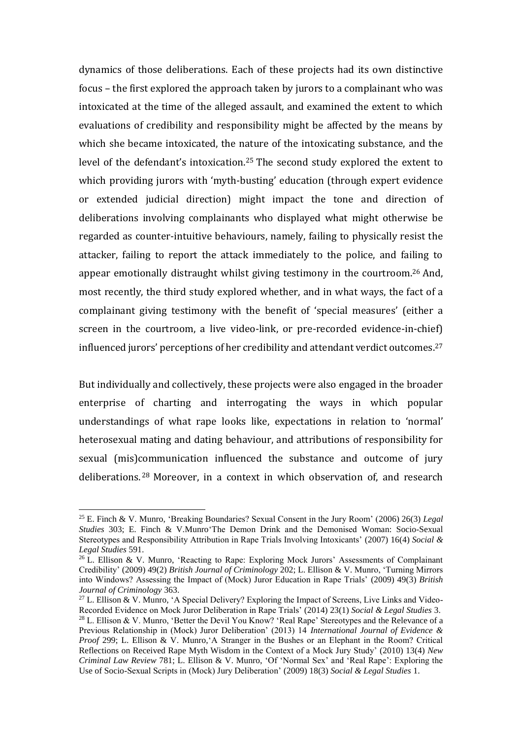dynamics of those deliberations. Each of these projects had its own distinctive focus – the first explored the approach taken by jurors to a complainant who was intoxicated at the time of the alleged assault, and examined the extent to which evaluations of credibility and responsibility might be affected by the means by which she became intoxicated, the nature of the intoxicating substance, and the level of the defendant's intoxication.[25] The second study explored the extent to which providing jurors with 'myth-busting' education (through expert evidence or extended judicial direction) might impact the tone and direction of deliberations involving complainants who displayed what might otherwise be regarded as counter-intuitive behaviours, namely, failing to physically resist the attacker, failing to report the attack immediately to the police, and failing to appear emotionally distraught whilst giving testimony in the courtroom.[26] And, most recently, the third study explored whether, and in what ways, the fact of a complainant giving testimony with the benefit of 'special measures' (either a screen in the courtroom, a live video-link, or pre-recorded evidence-in-chief) influenced jurors' perceptions of her credibility and attendant verdict outcomes.[27]

But individually and collectively, these projects were also engaged in the broader enterprise of charting and interrogating the ways in which popular understandings of what rape looks like, expectations in relation to 'normal' heterosexual mating and dating behaviour, and attributions of responsibility for sexual (mis)communication influenced the substance and outcome of jury deliberations.[28] Moreover, in a context in which observation of, and research

---

[25] E. Finch & V. Munro, 'Breaking Boundaries? Sexual Consent in the Jury Room' (2006) 26(3) *Legal Studies* 303; E. Finch & V.Munro'The Demon Drink and the Demonised Woman: Socio-Sexual Stereotypes and Responsibility Attribution in Rape Trials Involving Intoxicants' (2007) 16(4) *Social & Legal Studies* 591.

[26] L. Ellison & V. Munro, 'Reacting to Rape: Exploring Mock Jurors' Assessments of Complainant Credibility' (2009) 49(2) *British Journal of Criminology* 202; L. Ellison & V. Munro, 'Turning Mirrors into Windows? Assessing the Impact of (Mock) Juror Education in Rape Trials' (2009) 49(3) *British Journal of Criminology* 363.

[27] L. Ellison & V. Munro, 'A Special Delivery? Exploring the Impact of Screens, Live Links and Video-Recorded Evidence on Mock Juror Deliberation in Rape Trials' (2014) 23(1) *Social & Legal Studies* 3.

[28] L. Ellison & V. Munro, 'Better the Devil You Know? 'Real Rape' Stereotypes and the Relevance of a Previous Relationship in (Mock) Juror Deliberation' (2013) 14 *International Journal of Evidence & Proof* 299; L. Ellison & V. Munro,'A Stranger in the Bushes or an Elephant in the Room? Critical Reflections on Received Rape Myth Wisdom in the Context of a Mock Jury Study' (2010) 13(4) *New Criminal Law Review* 781; L. Ellison & V. Munro, 'Of 'Normal Sex' and 'Real Rape': Exploring the Use of Socio-Sexual Scripts in (Mock) Jury Deliberation' (2009) 18(3) *Social & Legal Studies* 1.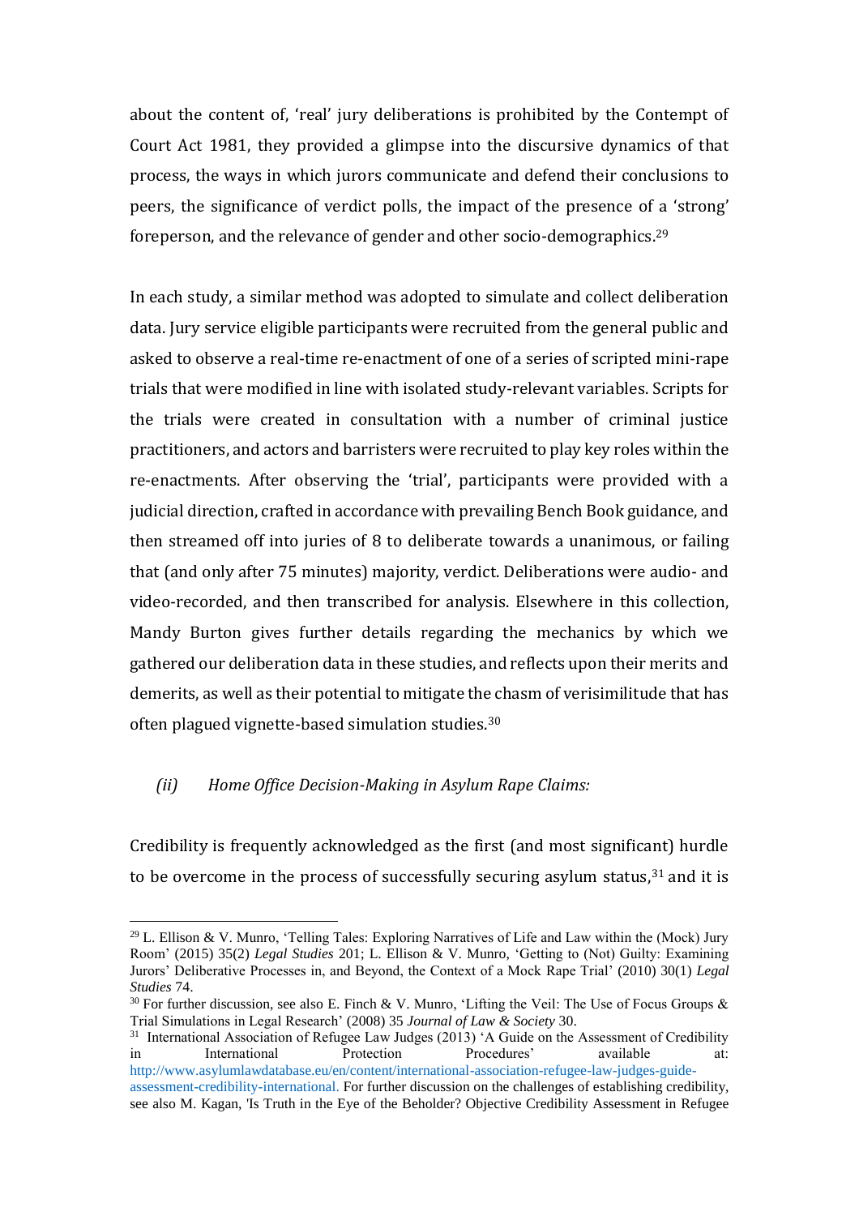about the content of, 'real' jury deliberations is prohibited by the Contempt of Court Act 1981, they provided a glimpse into the discursive dynamics of that process, the ways in which jurors communicate and defend their conclusions to peers, the significance of verdict polls, the impact of the presence of a 'strong' foreperson, and the relevance of gender and other socio-demographics.[29]

In each study, a similar method was adopted to simulate and collect deliberation data. Jury service eligible participants were recruited from the general public and asked to observe a real-time re-enactment of one of a series of scripted mini-rape trials that were modified in line with isolated study-relevant variables. Scripts for the trials were created in consultation with a number of criminal justice practitioners, and actors and barristers were recruited to play key roles within the re-enactments. After observing the 'trial', participants were provided with a judicial direction, crafted in accordance with prevailing Bench Book guidance, and then streamed off into juries of 8 to deliberate towards a unanimous, or failing that (and only after 75 minutes) majority, verdict. Deliberations were audio- and video-recorded, and then transcribed for analysis. Elsewhere in this collection, Mandy Burton gives further details regarding the mechanics by which we gathered our deliberation data in these studies, and reflects upon their merits and demerits, as well as their potential to mitigate the chasm of verisimilitude that has often plagued vignette-based simulation studies.[30]

### *(ii) Home Office Decision-Making in Asylum Rape Claims:*

Credibility is frequently acknowledged as the first (and most significant) hurdle to be overcome in the process of successfully securing asylum status,[31] and it is

---

[29] L. Ellison & V. Munro, 'Telling Tales: Exploring Narratives of Life and Law within the (Mock) Jury Room' (2015) 35(2) *Legal Studies* 201; L. Ellison & V. Munro, 'Getting to (Not) Guilty: Examining Jurors' Deliberative Processes in, and Beyond, the Context of a Mock Rape Trial' (2010) 30(1) *Legal Studies* 74.

[30] For further discussion, see also E. Finch & V. Munro, 'Lifting the Veil: The Use of Focus Groups & Trial Simulations in Legal Research' (2008) 35 *Journal of Law & Society* 30.

[31] International Association of Refugee Law Judges (2013) 'A Guide on the Assessment of Credibility in International Protection Procedures' available at: http://www.asylumlawdatabase.eu/en/content/international-association-refugee-law-judges-guide-assessment-credibility-international. For further discussion on the challenges of establishing credibility, see also M. Kagan, 'Is Truth in the Eye of the Beholder? Objective Credibility Assessment in Refugee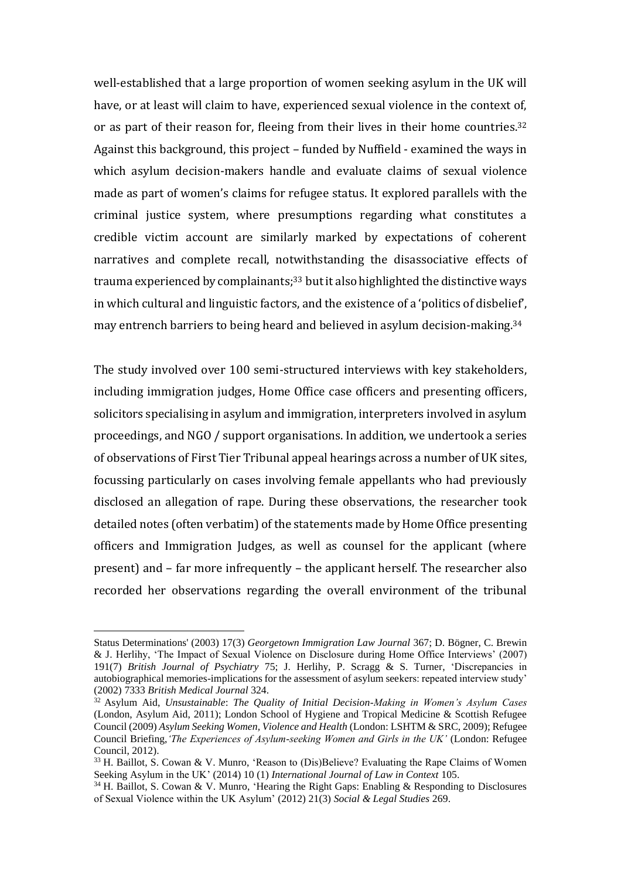well-established that a large proportion of women seeking asylum in the UK will have, or at least will claim to have, experienced sexual violence in the context of, or as part of their reason for, fleeing from their lives in their home countries.[32] Against this background, this project – funded by Nuffield - examined the ways in which asylum decision-makers handle and evaluate claims of sexual violence made as part of women's claims for refugee status. It explored parallels with the criminal justice system, where presumptions regarding what constitutes a credible victim account are similarly marked by expectations of coherent narratives and complete recall, notwithstanding the disassociative effects of trauma experienced by complainants;[33] but it also highlighted the distinctive ways in which cultural and linguistic factors, and the existence of a 'politics of disbelief', may entrench barriers to being heard and believed in asylum decision-making.[34]

The study involved over 100 semi-structured interviews with key stakeholders, including immigration judges, Home Office case officers and presenting officers, solicitors specialising in asylum and immigration, interpreters involved in asylum proceedings, and NGO / support organisations. In addition, we undertook a series of observations of First Tier Tribunal appeal hearings across a number of UK sites, focussing particularly on cases involving female appellants who had previously disclosed an allegation of rape. During these observations, the researcher took detailed notes (often verbatim) of the statements made by Home Office presenting officers and Immigration Judges, as well as counsel for the applicant (where present) and – far more infrequently – the applicant herself. The researcher also recorded her observations regarding the overall environment of the tribunal

---

Status Determinations' (2003) 17(3) *Georgetown Immigration Law Journal* 367; D. Bögner, C. Brewin & J. Herlihy, 'The Impact of Sexual Violence on Disclosure during Home Office Interviews' (2007) 191(7) *British Journal of Psychiatry* 75; J. Herlihy, P. Scragg & S. Turner, 'Discrepancies in autobiographical memories-implications for the assessment of asylum seekers: repeated interview study' (2002) 7333 *British Medical Journal* 324.

[32] Asylum Aid, *Unsustainable*: *The Quality of Initial Decision-Making in Women's Asylum Cases* (London, Asylum Aid, 2011); London School of Hygiene and Tropical Medicine & Scottish Refugee Council (2009) *Asylum Seeking Women, Violence and Health* (London: LSHTM & SRC, 2009); Refugee Council Briefing, *'The Experiences of Asylum-seeking Women and Girls in the UK'* (London: Refugee Council, 2012).

[33] H. Baillot, S. Cowan & V. Munro, 'Reason to (Dis)Believe? Evaluating the Rape Claims of Women Seeking Asylum in the UK' (2014) 10 (1) *International Journal of Law in Context* 105.

[34] H. Baillot, S. Cowan & V. Munro, 'Hearing the Right Gaps: Enabling & Responding to Disclosures of Sexual Violence within the UK Asylum' (2012) 21(3) *Social & Legal Studies* 269.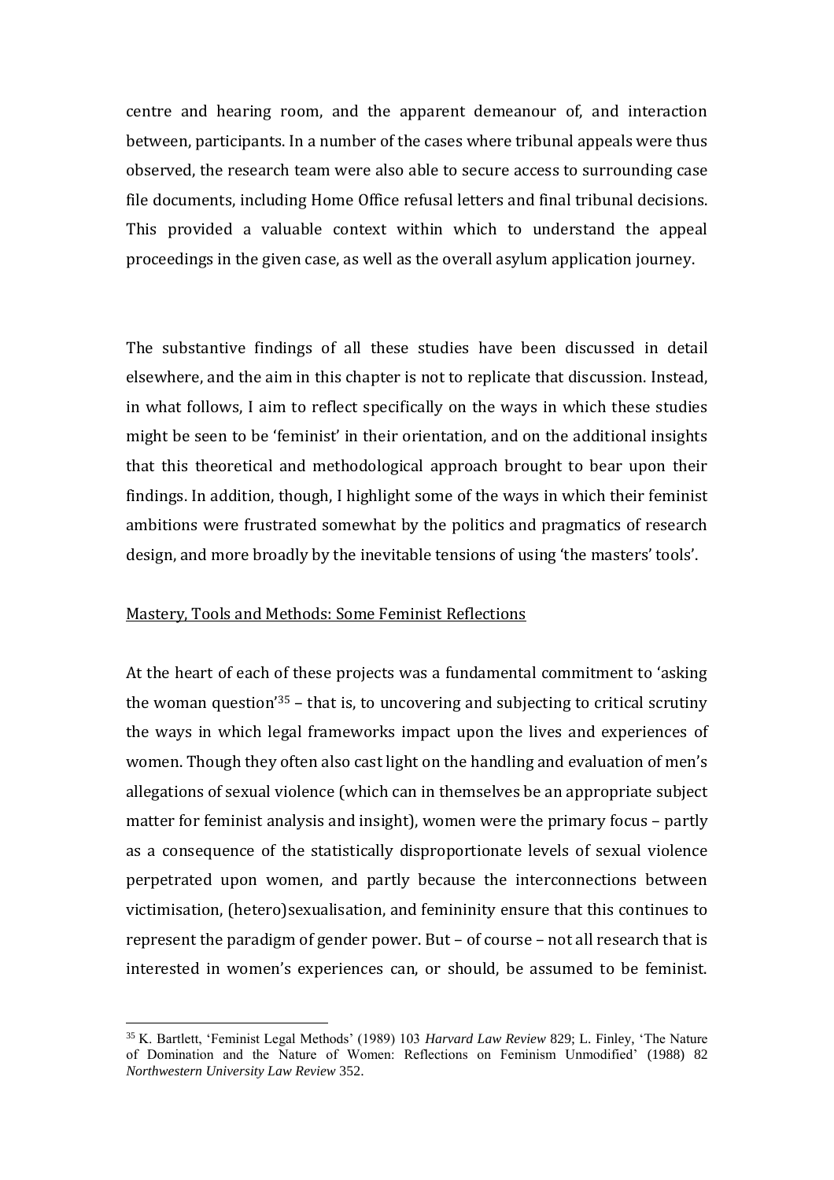centre and hearing room, and the apparent demeanour of, and interaction between, participants. In a number of the cases where tribunal appeals were thus observed, the research team were also able to secure access to surrounding case file documents, including Home Office refusal letters and final tribunal decisions. This provided a valuable context within which to understand the appeal proceedings in the given case, as well as the overall asylum application journey.

The substantive findings of all these studies have been discussed in detail elsewhere, and the aim in this chapter is not to replicate that discussion. Instead, in what follows, I aim to reflect specifically on the ways in which these studies might be seen to be 'feminist' in their orientation, and on the additional insights that this theoretical and methodological approach brought to bear upon their findings. In addition, though, I highlight some of the ways in which their feminist ambitions were frustrated somewhat by the politics and pragmatics of research design, and more broadly by the inevitable tensions of using 'the masters' tools'.

## Mastery, Tools and Methods: Some Feminist Reflections

At the heart of each of these projects was a fundamental commitment to 'asking the woman question'[35] – that is, to uncovering and subjecting to critical scrutiny the ways in which legal frameworks impact upon the lives and experiences of women. Though they often also cast light on the handling and evaluation of men's allegations of sexual violence (which can in themselves be an appropriate subject matter for feminist analysis and insight), women were the primary focus – partly as a consequence of the statistically disproportionate levels of sexual violence perpetrated upon women, and partly because the interconnections between victimisation, (hetero)sexualisation, and femininity ensure that this continues to represent the paradigm of gender power. But – of course – not all research that is interested in women's experiences can, or should, be assumed to be feminist.

---

[35] K. Bartlett, 'Feminist Legal Methods' (1989) 103 *Harvard Law Review* 829; L. Finley, 'The Nature of Domination and the Nature of Women: Reflections on Feminism Unmodified' (1988) 82 *Northwestern University Law Review* 352.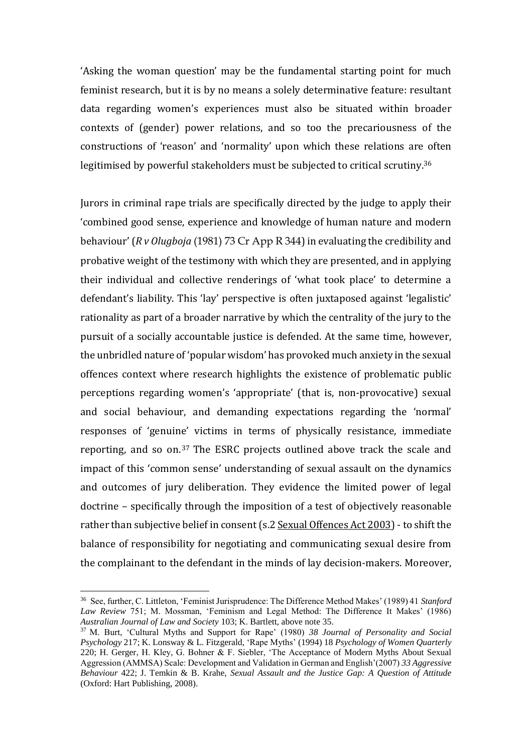'Asking the woman question' may be the fundamental starting point for much feminist research, but it is by no means a solely determinative feature: resultant data regarding women's experiences must also be situated within broader contexts of (gender) power relations, and so too the precariousness of the constructions of 'reason' and 'normality' upon which these relations are often legitimised by powerful stakeholders must be subjected to critical scrutiny.[36]

Jurors in criminal rape trials are specifically directed by the judge to apply their 'combined good sense, experience and knowledge of human nature and modern behaviour' (*R v Olugboja* (1981) 73 Cr App R 344) in evaluating the credibility and probative weight of the testimony with which they are presented, and in applying their individual and collective renderings of 'what took place' to determine a defendant's liability. This 'lay' perspective is often juxtaposed against 'legalistic' rationality as part of a broader narrative by which the centrality of the jury to the pursuit of a socially accountable justice is defended. At the same time, however, the unbridled nature of 'popular wisdom' has provoked much anxiety in the sexual offences context where research highlights the existence of problematic public perceptions regarding women's 'appropriate' (that is, non-provocative) sexual and social behaviour, and demanding expectations regarding the 'normal' responses of 'genuine' victims in terms of physically resistance, immediate reporting, and so on.[37] The ESRC projects outlined above track the scale and impact of this 'common sense' understanding of sexual assault on the dynamics and outcomes of jury deliberation. They evidence the limited power of legal doctrine – specifically through the imposition of a test of objectively reasonable rather than subjective belief in consent (s.2 Sexual Offences Act 2003) - to shift the balance of responsibility for negotiating and communicating sexual desire from the complainant to the defendant in the minds of lay decision-makers. Moreover,

---

[36] See, further, C. Littleton, 'Feminist Jurisprudence: The Difference Method Makes' (1989) 41 *Stanford Law Review* 751; M. Mossman, 'Feminism and Legal Method: The Difference It Makes' (1986) *Australian Journal of Law and Society* 103; K. Bartlett, above note 35.

[37] M. Burt, 'Cultural Myths and Support for Rape' (1980) *38 Journal of Personality and Social Psychology* 217; K. Lonsway & L. Fitzgerald, 'Rape Myths' (1994) 18 *Psychology of Women Quarterly* 220; H. Gerger, H. Kley, G. Bohner & F. Siebler, 'The Acceptance of Modern Myths About Sexual Aggression (AMMSA) Scale: Development and Validation in German and English'(2007) *33 Aggressive Behaviour* 422; J. Temkin & B. Krahe, *Sexual Assault and the Justice Gap: A Question of Attitude* (Oxford: Hart Publishing, 2008).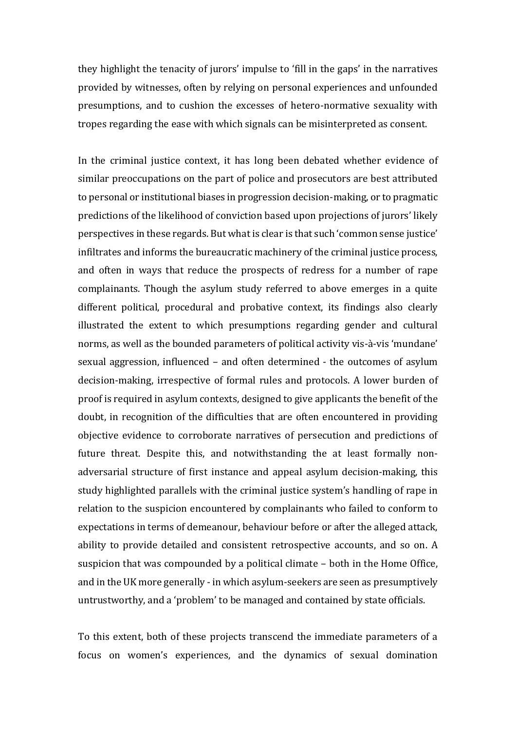they highlight the tenacity of jurors' impulse to 'fill in the gaps' in the narratives provided by witnesses, often by relying on personal experiences and unfounded presumptions, and to cushion the excesses of hetero-normative sexuality with tropes regarding the ease with which signals can be misinterpreted as consent.

In the criminal justice context, it has long been debated whether evidence of similar preoccupations on the part of police and prosecutors are best attributed to personal or institutional biases in progression decision-making, or to pragmatic predictions of the likelihood of conviction based upon projections of jurors' likely perspectives in these regards. But what is clear is that such 'common sense justice' infiltrates and informs the bureaucratic machinery of the criminal justice process, and often in ways that reduce the prospects of redress for a number of rape complainants. Though the asylum study referred to above emerges in a quite different political, procedural and probative context, its findings also clearly illustrated the extent to which presumptions regarding gender and cultural norms, as well as the bounded parameters of political activity vis-à-vis 'mundane' sexual aggression, influenced – and often determined - the outcomes of asylum decision-making, irrespective of formal rules and protocols. A lower burden of proof is required in asylum contexts, designed to give applicants the benefit of the doubt, in recognition of the difficulties that are often encountered in providing objective evidence to corroborate narratives of persecution and predictions of future threat. Despite this, and notwithstanding the at least formally non-adversarial structure of first instance and appeal asylum decision-making, this study highlighted parallels with the criminal justice system's handling of rape in relation to the suspicion encountered by complainants who failed to conform to expectations in terms of demeanour, behaviour before or after the alleged attack, ability to provide detailed and consistent retrospective accounts, and so on. A suspicion that was compounded by a political climate – both in the Home Office, and in the UK more generally - in which asylum-seekers are seen as presumptively untrustworthy, and a 'problem' to be managed and contained by state officials.

To this extent, both of these projects transcend the immediate parameters of a focus on women's experiences, and the dynamics of sexual domination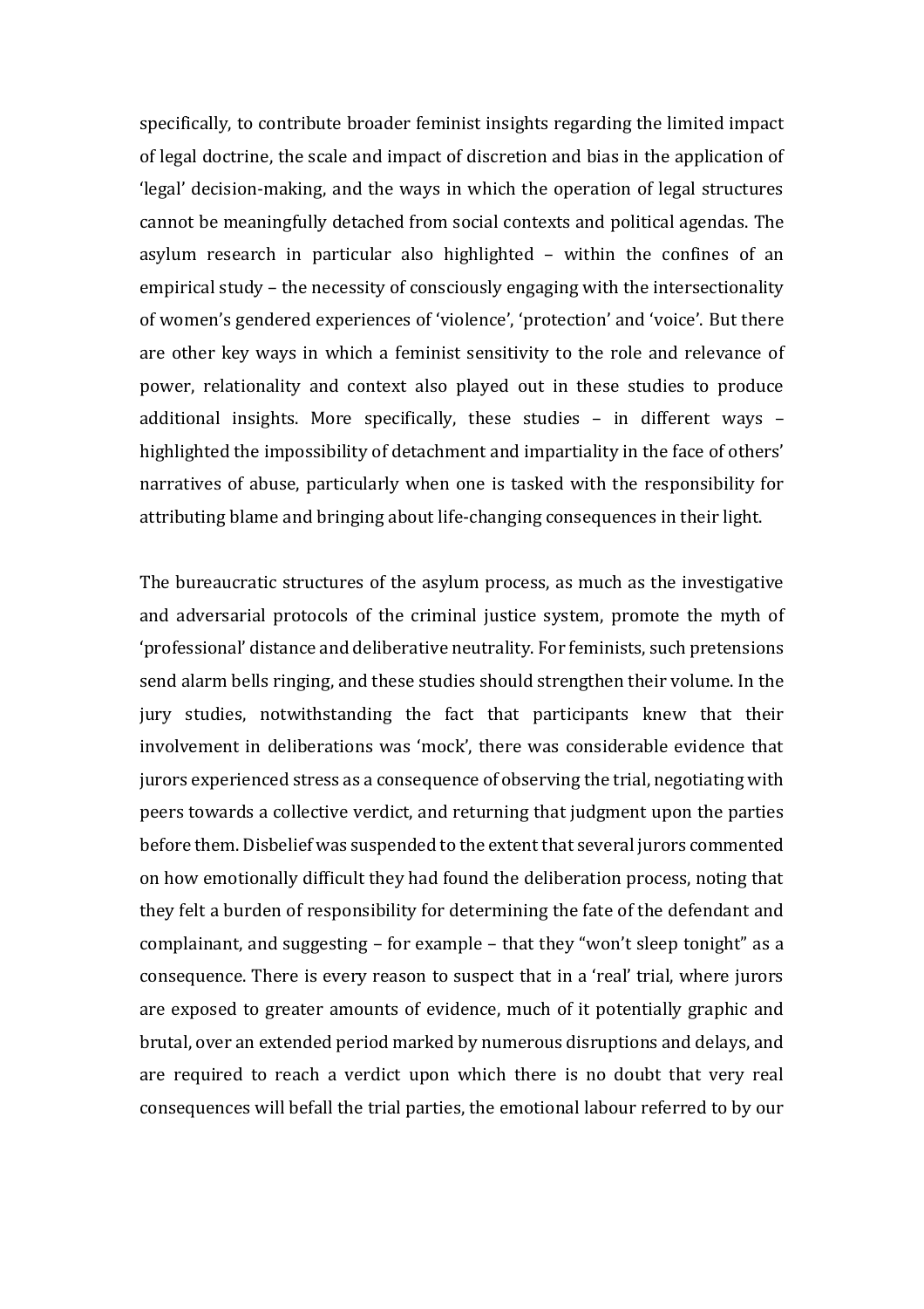specifically, to contribute broader feminist insights regarding the limited impact of legal doctrine, the scale and impact of discretion and bias in the application of 'legal' decision-making, and the ways in which the operation of legal structures cannot be meaningfully detached from social contexts and political agendas. The asylum research in particular also highlighted – within the confines of an empirical study – the necessity of consciously engaging with the intersectionality of women's gendered experiences of 'violence', 'protection' and 'voice'. But there are other key ways in which a feminist sensitivity to the role and relevance of power, relationality and context also played out in these studies to produce additional insights. More specifically, these studies – in different ways – highlighted the impossibility of detachment and impartiality in the face of others' narratives of abuse, particularly when one is tasked with the responsibility for attributing blame and bringing about life-changing consequences in their light.

The bureaucratic structures of the asylum process, as much as the investigative and adversarial protocols of the criminal justice system, promote the myth of 'professional' distance and deliberative neutrality. For feminists, such pretensions send alarm bells ringing, and these studies should strengthen their volume. In the jury studies, notwithstanding the fact that participants knew that their involvement in deliberations was 'mock', there was considerable evidence that jurors experienced stress as a consequence of observing the trial, negotiating with peers towards a collective verdict, and returning that judgment upon the parties before them. Disbelief was suspended to the extent that several jurors commented on how emotionally difficult they had found the deliberation process, noting that they felt a burden of responsibility for determining the fate of the defendant and complainant, and suggesting – for example – that they "won't sleep tonight" as a consequence. There is every reason to suspect that in a 'real' trial, where jurors are exposed to greater amounts of evidence, much of it potentially graphic and brutal, over an extended period marked by numerous disruptions and delays, and are required to reach a verdict upon which there is no doubt that very real consequences will befall the trial parties, the emotional labour referred to by our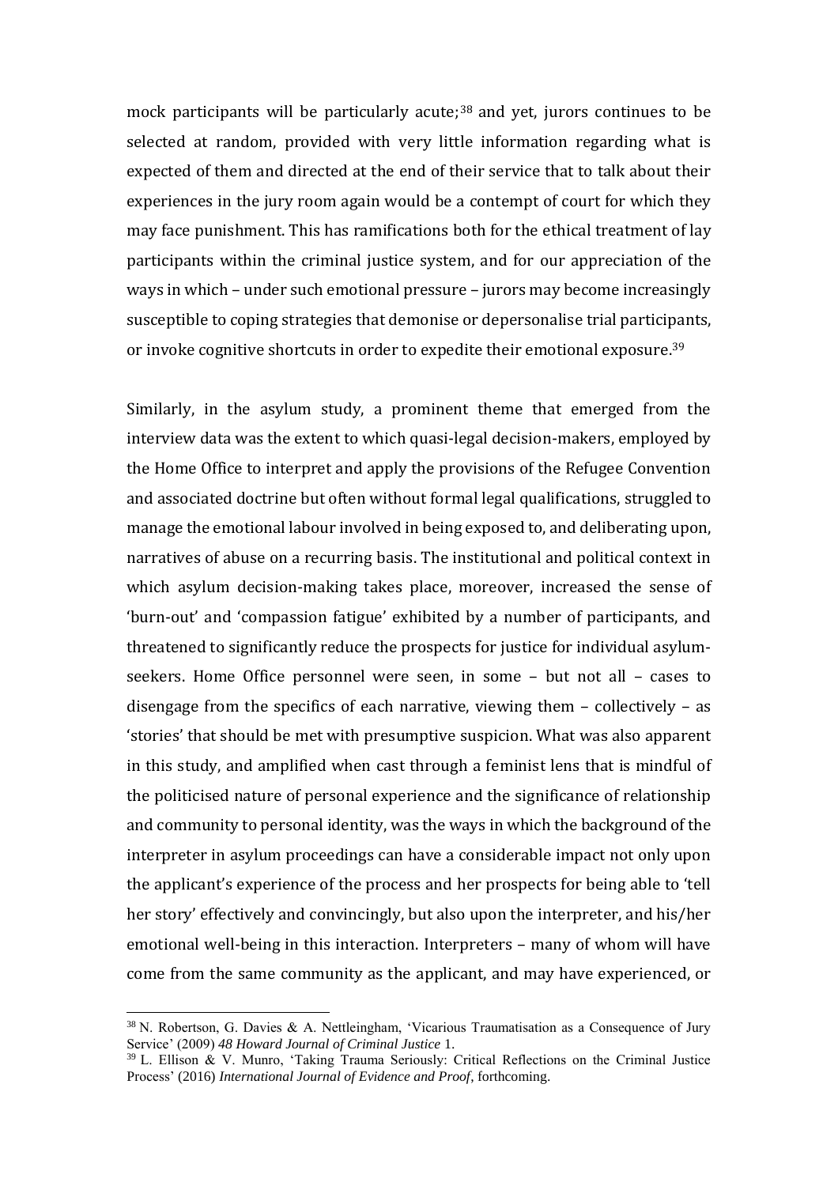mock participants will be particularly acute;[38] and yet, jurors continues to be selected at random, provided with very little information regarding what is expected of them and directed at the end of their service that to talk about their experiences in the jury room again would be a contempt of court for which they may face punishment. This has ramifications both for the ethical treatment of lay participants within the criminal justice system, and for our appreciation of the ways in which – under such emotional pressure – jurors may become increasingly susceptible to coping strategies that demonise or depersonalise trial participants, or invoke cognitive shortcuts in order to expedite their emotional exposure.[39]

Similarly, in the asylum study, a prominent theme that emerged from the interview data was the extent to which quasi-legal decision-makers, employed by the Home Office to interpret and apply the provisions of the Refugee Convention and associated doctrine but often without formal legal qualifications, struggled to manage the emotional labour involved in being exposed to, and deliberating upon, narratives of abuse on a recurring basis. The institutional and political context in which asylum decision-making takes place, moreover, increased the sense of 'burn-out' and 'compassion fatigue' exhibited by a number of participants, and threatened to significantly reduce the prospects for justice for individual asylum-seekers. Home Office personnel were seen, in some – but not all – cases to disengage from the specifics of each narrative, viewing them – collectively – as 'stories' that should be met with presumptive suspicion. What was also apparent in this study, and amplified when cast through a feminist lens that is mindful of the politicised nature of personal experience and the significance of relationship and community to personal identity, was the ways in which the background of the interpreter in asylum proceedings can have a considerable impact not only upon the applicant's experience of the process and her prospects for being able to 'tell her story' effectively and convincingly, but also upon the interpreter, and his/her emotional well-being in this interaction. Interpreters – many of whom will have come from the same community as the applicant, and may have experienced, or

---

[38] N. Robertson, G. Davies & A. Nettleingham, 'Vicarious Traumatisation as a Consequence of Jury Service' (2009) *48 Howard Journal of Criminal Justice* 1.

[39] L. Ellison & V. Munro, 'Taking Trauma Seriously: Critical Reflections on the Criminal Justice Process' (2016) *International Journal of Evidence and Proof*, forthcoming.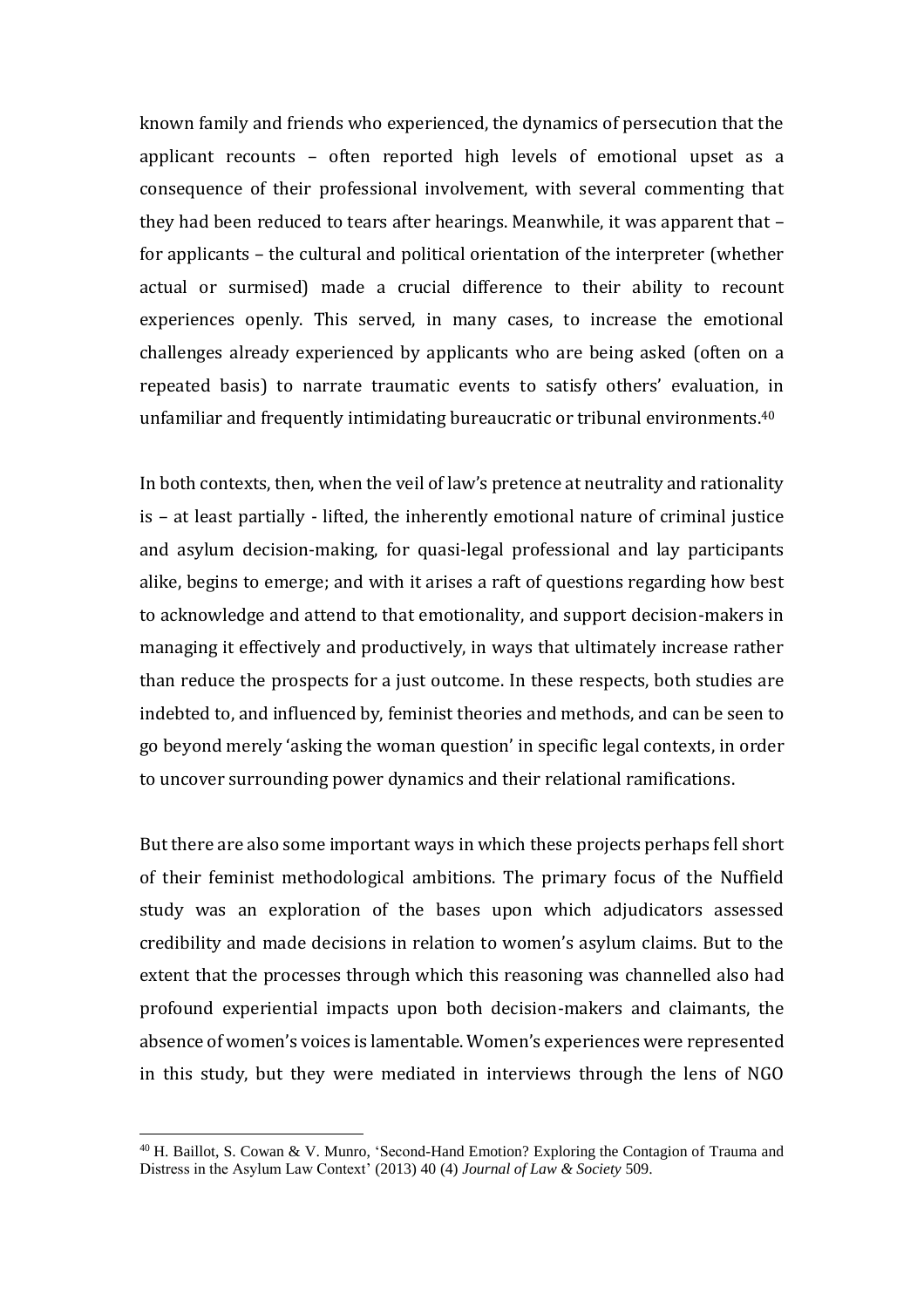known family and friends who experienced, the dynamics of persecution that the applicant recounts – often reported high levels of emotional upset as a consequence of their professional involvement, with several commenting that they had been reduced to tears after hearings. Meanwhile, it was apparent that – for applicants – the cultural and political orientation of the interpreter (whether actual or surmised) made a crucial difference to their ability to recount experiences openly. This served, in many cases, to increase the emotional challenges already experienced by applicants who are being asked (often on a repeated basis) to narrate traumatic events to satisfy others' evaluation, in unfamiliar and frequently intimidating bureaucratic or tribunal environments.[40]

In both contexts, then, when the veil of law's pretence at neutrality and rationality is – at least partially - lifted, the inherently emotional nature of criminal justice and asylum decision-making, for quasi-legal professional and lay participants alike, begins to emerge; and with it arises a raft of questions regarding how best to acknowledge and attend to that emotionality, and support decision-makers in managing it effectively and productively, in ways that ultimately increase rather than reduce the prospects for a just outcome. In these respects, both studies are indebted to, and influenced by, feminist theories and methods, and can be seen to go beyond merely 'asking the woman question' in specific legal contexts, in order to uncover surrounding power dynamics and their relational ramifications.

But there are also some important ways in which these projects perhaps fell short of their feminist methodological ambitions. The primary focus of the Nuffield study was an exploration of the bases upon which adjudicators assessed credibility and made decisions in relation to women's asylum claims. But to the extent that the processes through which this reasoning was channelled also had profound experiential impacts upon both decision-makers and claimants, the absence of women's voices is lamentable. Women's experiences were represented in this study, but they were mediated in interviews through the lens of NGO

---

[40] H. Baillot, S. Cowan & V. Munro, 'Second-Hand Emotion? Exploring the Contagion of Trauma and Distress in the Asylum Law Context' (2013) 40 (4) *Journal of Law & Society* 509.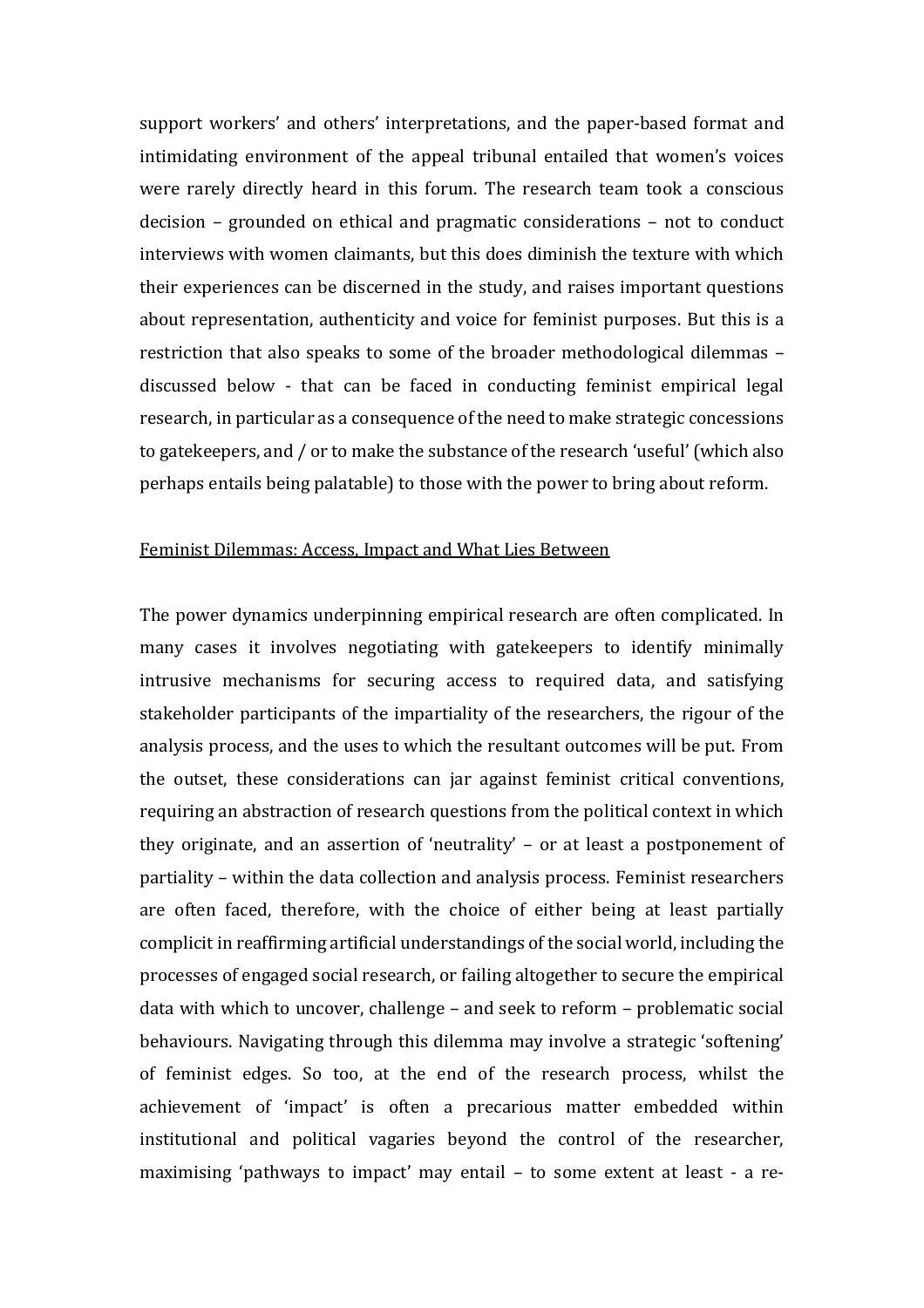support workers' and others' interpretations, and the paper-based format and intimidating environment of the appeal tribunal entailed that women's voices were rarely directly heard in this forum. The research team took a conscious decision – grounded on ethical and pragmatic considerations – not to conduct interviews with women claimants, but this does diminish the texture with which their experiences can be discerned in the study, and raises important questions about representation, authenticity and voice for feminist purposes. But this is a restriction that also speaks to some of the broader methodological dilemmas – discussed below - that can be faced in conducting feminist empirical legal research, in particular as a consequence of the need to make strategic concessions to gatekeepers, and / or to make the substance of the research 'useful' (which also perhaps entails being palatable) to those with the power to bring about reform.

<u>Feminist Dilemmas: Access, Impact and What Lies Between</u>

The power dynamics underpinning empirical research are often complicated. In many cases it involves negotiating with gatekeepers to identify minimally intrusive mechanisms for securing access to required data, and satisfying stakeholder participants of the impartiality of the researchers, the rigour of the analysis process, and the uses to which the resultant outcomes will be put. From the outset, these considerations can jar against feminist critical conventions, requiring an abstraction of research questions from the political context in which they originate, and an assertion of 'neutrality' – or at least a postponement of partiality – within the data collection and analysis process. Feminist researchers are often faced, therefore, with the choice of either being at least partially complicit in reaffirming artificial understandings of the social world, including the processes of engaged social research, or failing altogether to secure the empirical data with which to uncover, challenge – and seek to reform – problematic social behaviours. Navigating through this dilemma may involve a strategic 'softening' of feminist edges. So too, at the end of the research process, whilst the achievement of 'impact' is often a precarious matter embedded within institutional and political vagaries beyond the control of the researcher, maximising 'pathways to impact' may entail – to some extent at least - a re-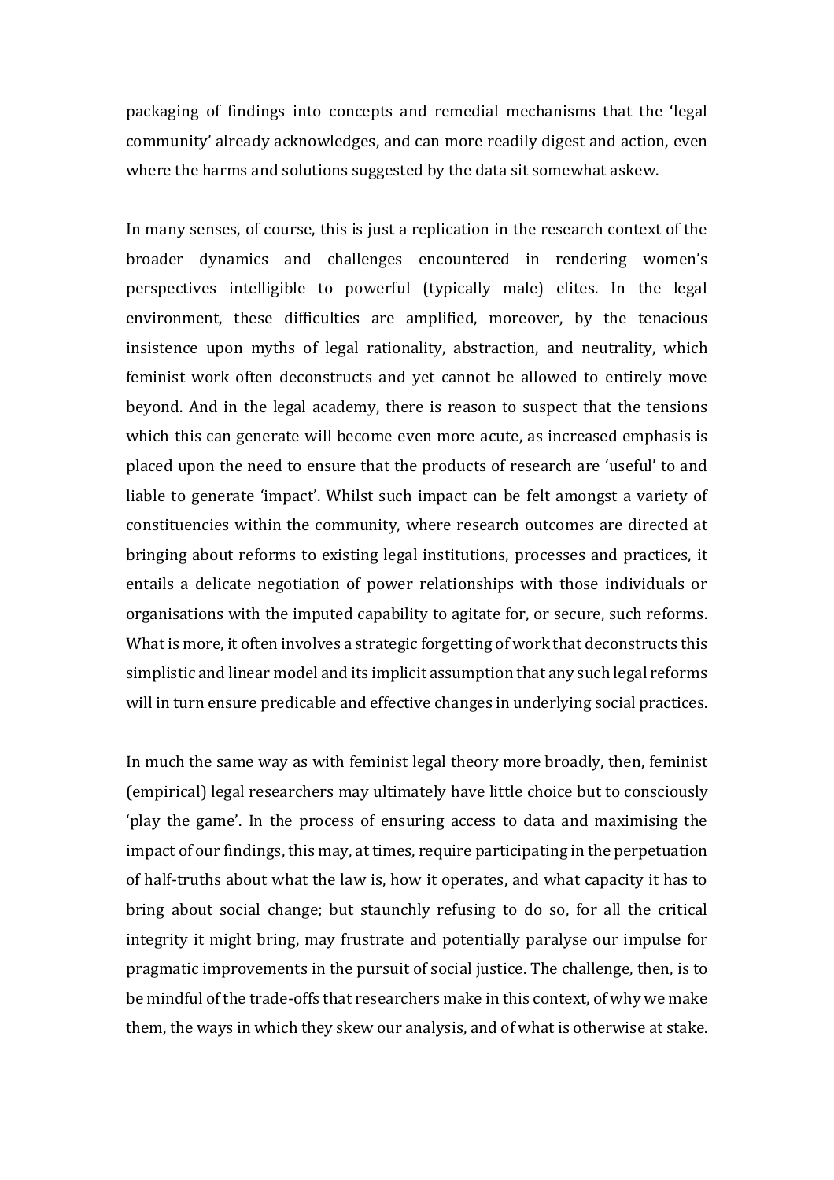packaging of findings into concepts and remedial mechanisms that the 'legal community' already acknowledges, and can more readily digest and action, even where the harms and solutions suggested by the data sit somewhat askew.

In many senses, of course, this is just a replication in the research context of the broader dynamics and challenges encountered in rendering women's perspectives intelligible to powerful (typically male) elites. In the legal environment, these difficulties are amplified, moreover, by the tenacious insistence upon myths of legal rationality, abstraction, and neutrality, which feminist work often deconstructs and yet cannot be allowed to entirely move beyond. And in the legal academy, there is reason to suspect that the tensions which this can generate will become even more acute, as increased emphasis is placed upon the need to ensure that the products of research are 'useful' to and liable to generate 'impact'. Whilst such impact can be felt amongst a variety of constituencies within the community, where research outcomes are directed at bringing about reforms to existing legal institutions, processes and practices, it entails a delicate negotiation of power relationships with those individuals or organisations with the imputed capability to agitate for, or secure, such reforms. What is more, it often involves a strategic forgetting of work that deconstructs this simplistic and linear model and its implicit assumption that any such legal reforms will in turn ensure predicable and effective changes in underlying social practices.

In much the same way as with feminist legal theory more broadly, then, feminist (empirical) legal researchers may ultimately have little choice but to consciously 'play the game'. In the process of ensuring access to data and maximising the impact of our findings, this may, at times, require participating in the perpetuation of half-truths about what the law is, how it operates, and what capacity it has to bring about social change; but staunchly refusing to do so, for all the critical integrity it might bring, may frustrate and potentially paralyse our impulse for pragmatic improvements in the pursuit of social justice. The challenge, then, is to be mindful of the trade-offs that researchers make in this context, of why we make them, the ways in which they skew our analysis, and of what is otherwise at stake.